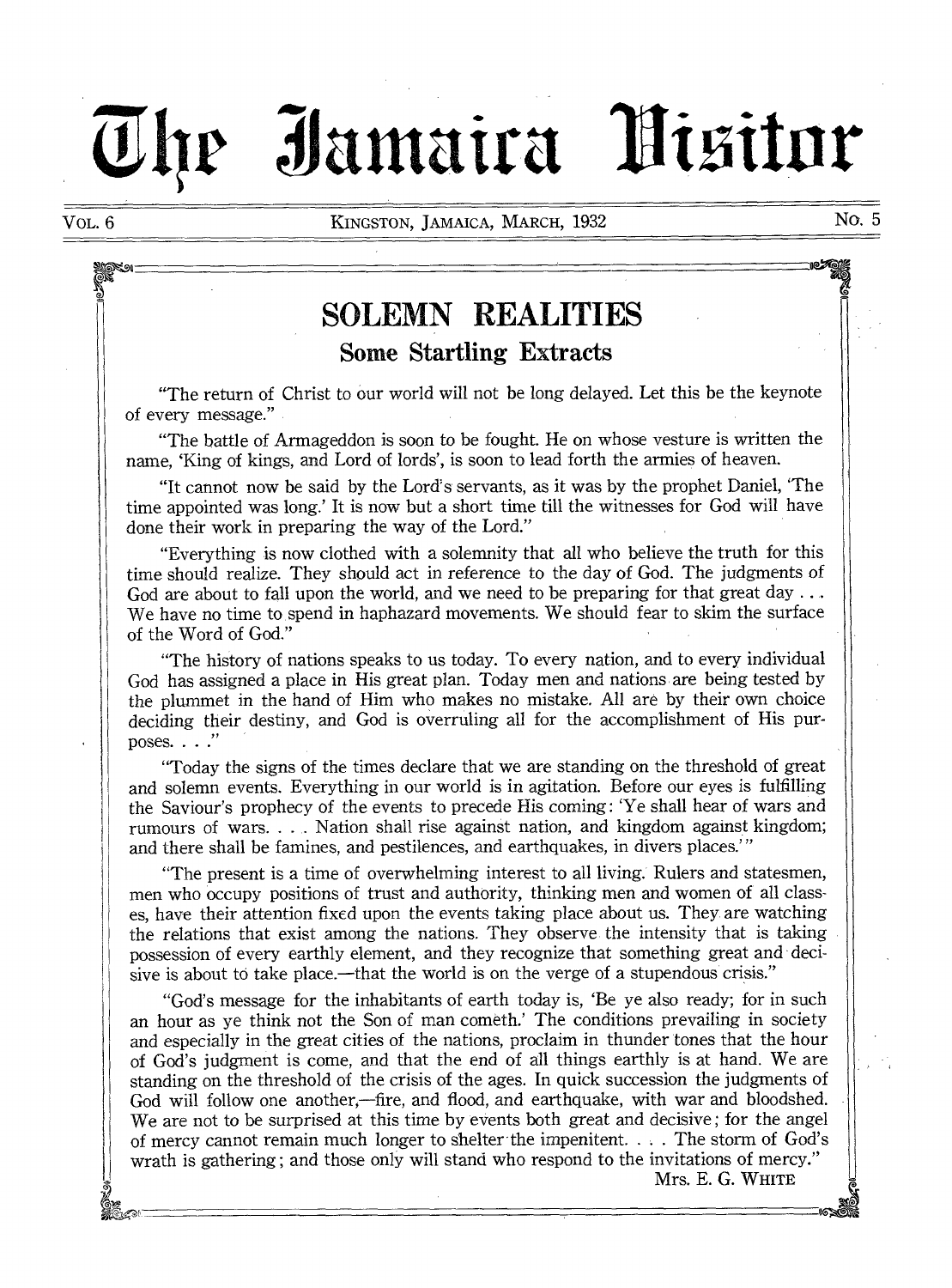# The Jamaica Visitor

VOL. 6 — KINGSTON, JAMAICA, MARCH, 1932 — NO. 5

## SOLEMN REALITIES

### Some Startling Extracts

"The return of Christ to our world will not be long delayed. Let this be the keynote of every message."

"The battle of Armageddon is soon to be fought. He on whose vesture is written the name, 'King of kings, and Lord of lords', is soon to lead forth the armies of heaven.

"It cannot now be said by the Lord's servants, as it was by the prophet Daniel, 'The time appointed was long.' It is now but a short time till the witnesses for God will have done their work in preparing the way of the Lord."

"Everything is now clothed with a solemnity that all who believe the truth for this time should realize. They should act in reference to the day of God. The judgments of God are about to fall upon the world, and we need to be preparing for that great day . . . We have no time to spend in haphazard movements. We should fear to skim the surface of the Word of God."

"The history of nations speaks to us today. To every nation, and to every individual God has assigned a place in His great plan. Today men and nations are being tested by the plummet in the hand of Him who makes no mistake. All are by their own choice deciding their destiny, and God is overruling all for the accomplishment of His purposes. . . ."

"Today the signs of the times declare that we are standing on the threshold of great and solemn events. Everything in our world is in agitation. Before our eyes is fulfilling the Saviour's prophecy of the events to precede His coming: 'Ye shall hear of wars and rumours of wars. . . . Nation shall rise against nation, and kingdom against kingdom; and there shall be famines, and pestilences, and earthquakes, in divers places.'"

"The present is a time of overwhelming interest to all living. Rulers and statesmen, men who occupy positions of trust and authority, thinking men and women of all classes, have their attention fixed upon the events taking place about us. They are watching the relations that exist among the nations. They observe the intensity that is taking possession of every earthly element, and they recognize that something great and decisive is about to take place.—that the world is on the verge of a stupendous crisis."

"God's message for the inhabitants of earth today is, 'Be ye also ready; for in such an hour as ye think not the Son of man cometh.' The conditions prevailing in society and especially in the great cities of the nations, proclaim in thunder tones that the hour of God's judgment is come, and that the end of all things earthly is at hand. We are standing on the threshold of the crisis of the ages. In quick succession the judgments of God will follow one another,—fire, and flood, and earthquake, with war and bloodshed. We are not to be surprised at this time by events both great and decisive; for the angel of mercy cannot remain much longer to shelter the impenitent. . . . The storm of God's wrath is gathering; and those only will stand who respond to the invitations of mercy."

Mrs. E. G. WHITE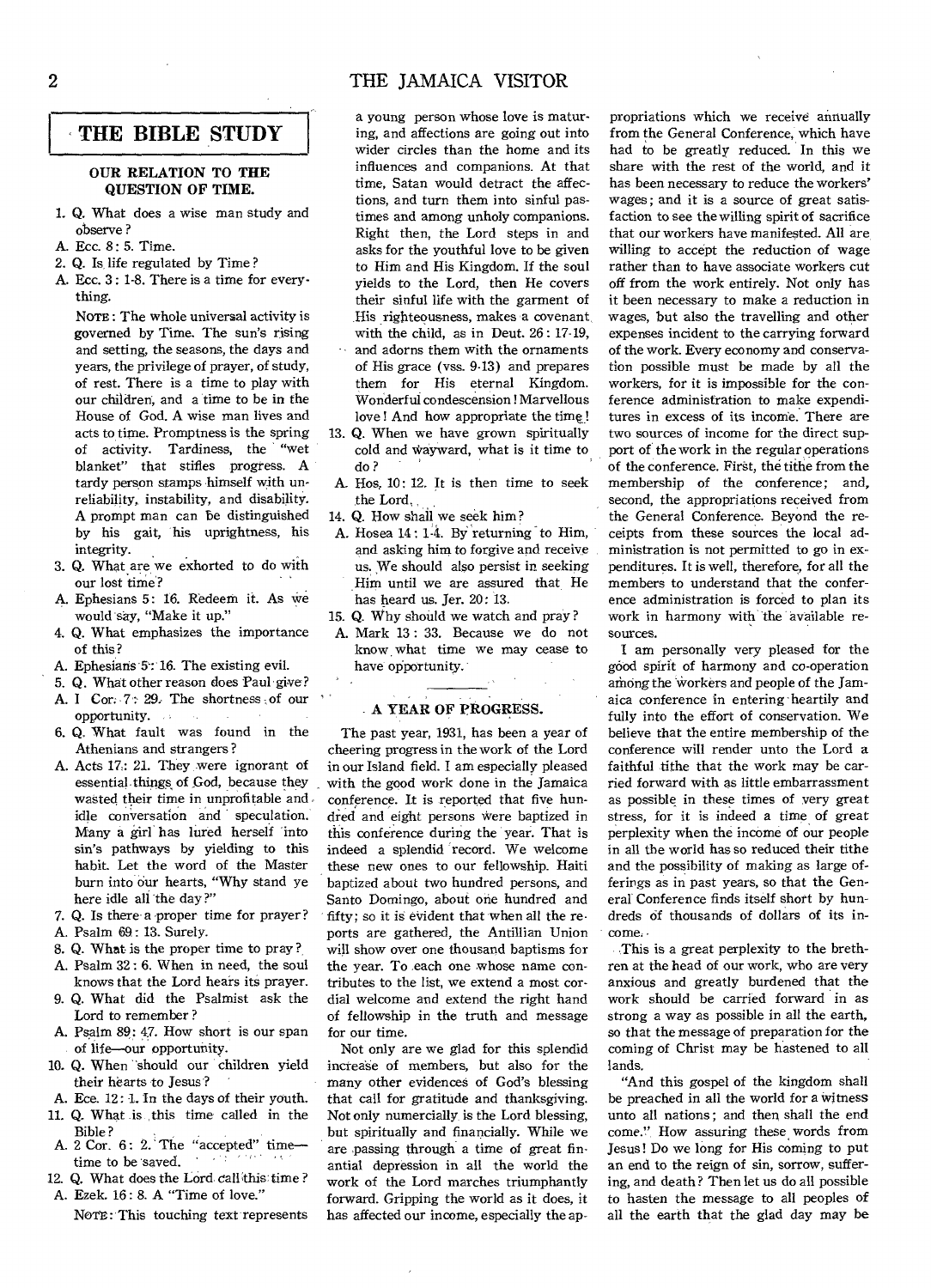## THE BIBLE STUDY

### OUR RELATION TO THE QUESTION OF TIME.

1. Q. What does a wise man study and observe?
 A. Ecc. 8: 5. Time.
2. Q. Is life regulated by Time?
 A. Ecc. 3: 1-8. There is a time for everything.

 NOTE: The whole universal activity is governed by Time. The sun's rising and setting, the seasons, the days and years, the privilege of prayer, of study, of rest. There is a time to play with our children, and a time to be in the House of God. A wise man lives and acts to time. Promptness is the spring of activity. Tardiness, the "wet blanket" that stifles progress. A tardy person stamps himself with unreliability, instability, and disability. A prompt man can be distinguished by his gait, his uprightness, his integrity.
3. Q. What are we exhorted to do with our lost time?
 A. Ephesians 5: 16. Redeem it. As we would say, "Make it up."
4. Q. What emphasizes the importance of this?
 A. Ephesians 5: 16. The existing evil.
5. Q. What other reason does Paul give?
 A. I Cor. 7: 29. The shortness of our opportunity.
6. Q. What fault was found in the Athenians and strangers?
 A. Acts 17: 21. They were ignorant of essential things of God, because they wasted their time in unprofitable and idle conversation and speculation. Many a girl has lured herself into sin's pathways by yielding to this habit. Let the word of the Master burn into our hearts, "Why stand ye here idle all the day?"
7. Q. Is there a proper time for prayer?
 A. Psalm 69: 13. Surely.
8. Q. What is the proper time to pray?
 A. Psalm 32: 6. When in need, the soul knows that the Lord hears its prayer.
9. Q. What did the Psalmist ask the Lord to remember?
 A. Psalm 89: 47. How short is our span of life—our opportunity.
10. Q. When should our children yield their hearts to Jesus?
 A. Ecc. 12: 1. In the days of their youth.
11. Q. What is this time called in the Bible?
 A. 2 Cor. 6: 2. The "accepted" time—time to be saved.
12. Q. What does the Lord call this time?
 A. Ezek. 16: 8. A "Time of love."

 NOTE: This touching text represents a young person whose love is maturing, and affections are going out into wider circles than the home and its influences and companions. At that time, Satan would detract the affections, and turn them into sinful pastimes and among unholy companions. Right then, the Lord steps in and asks for the youthful love to be given to Him and His Kingdom. If the soul yields to the Lord, then He covers their sinful life with the garment of His righteousness, makes a covenant with the child, as in Deut. 26: 17-19, and adorns them with the ornaments of His grace (vss. 9-13) and prepares them for His eternal Kingdom. Wonderful condescension! Marvellous love! And how appropriate the time!
13. Q. When we have grown spiritually cold and wayward, what is it time to do?
 A. Hos. 10: 12. It is then time to seek the Lord.
14. Q. How shall we seek him?
 A. Hosea 14: 1-4. By returning to Him, and asking him to forgive and receive us. We should also persist in seeking Him until we are assured that He has heard us. Jer. 20: 13.
15. Q. Why should we watch and pray?
 A. Mark 13: 33. Because we do not know what time we may cease to have opportunity.

---

### A YEAR OF PROGRESS.

The past year, 1931, has been a year of cheering progress in the work of the Lord in our Island field. I am especially pleased with the good work done in the Jamaica conference. It is reported that five hundred and eight persons were baptized in this conference during the year. That is indeed a splendid record. We welcome these new ones to our fellowship. Haiti baptized about two hundred persons, and Santo Domingo, about one hundred and fifty; so it is evident that when all the reports are gathered, the Antillian Union will show over one thousand baptisms for the year. To each one whose name contributes to the list, we extend a most cordial welcome and extend the right hand of fellowship in the truth and message for our time.

Not only are we glad for this splendid increase of members, but also for the many other evidences of God's blessing that call for gratitude and thanksgiving. Not only numerically is the Lord blessing, but spiritually and financially. While we are passing through a time of great financial depression in all the world the work of the Lord marches triumphantly forward. Gripping the world as it does, it has affected our income, especially the appropriations which we receive annually from the General Conference, which have had to be greatly reduced. In this we share with the rest of the world, and it has been necessary to reduce the workers' wages; and it is a source of great satisfaction to see the willing spirit of sacrifice that our workers have manifested. All are willing to accept the reduction of wage rather than to have associate workers cut off from the work entirely. Not only has it been necessary to make a reduction in wages, but also the travelling and other expenses incident to the carrying forward of the work. Every economy and conservation possible must be made by all the workers, for it is impossible for the conference administration to make expenditures in excess of its income. There are two sources of income for the direct support of the work in the regular operations of the conference. First, the tithe from the membership of the conference; and, second, the appropriations received from the General Conference. Beyond the receipts from these sources the local administration is not permitted to go in expenditures. It is well, therefore, for all the members to understand that the conference administration is forced to plan its work in harmony with the available resources.

I am personally very pleased for the good spirit of harmony and co-operation among the workers and people of the Jamaica conference in entering heartily and fully into the effort of conservation. We believe that the entire membership of the conference will render unto the Lord a faithful tithe that the work may be carried forward with as little embarrassment as possible in these times of very great stress, for it is indeed a time of great perplexity when the income of our people in all the world has so reduced their tithe and the possibility of making as large offerings as in past years, so that the General Conference finds itself short by hundreds of thousands of dollars of its income.

This is a great perplexity to the brethren at the head of our work, who are very anxious and greatly burdened that the work should be carried forward in as strong a way as possible in all the earth, so that the message of preparation for the coming of Christ may be hastened to all lands.

"And this gospel of the kingdom shall be preached in all the world for a witness unto all nations; and then shall the end come." How assuring these words from Jesus! Do we long for His coming to put an end to the reign of sin, sorrow, suffering, and death? Then let us do all possible to hasten the message to all peoples of all the earth that the glad day may be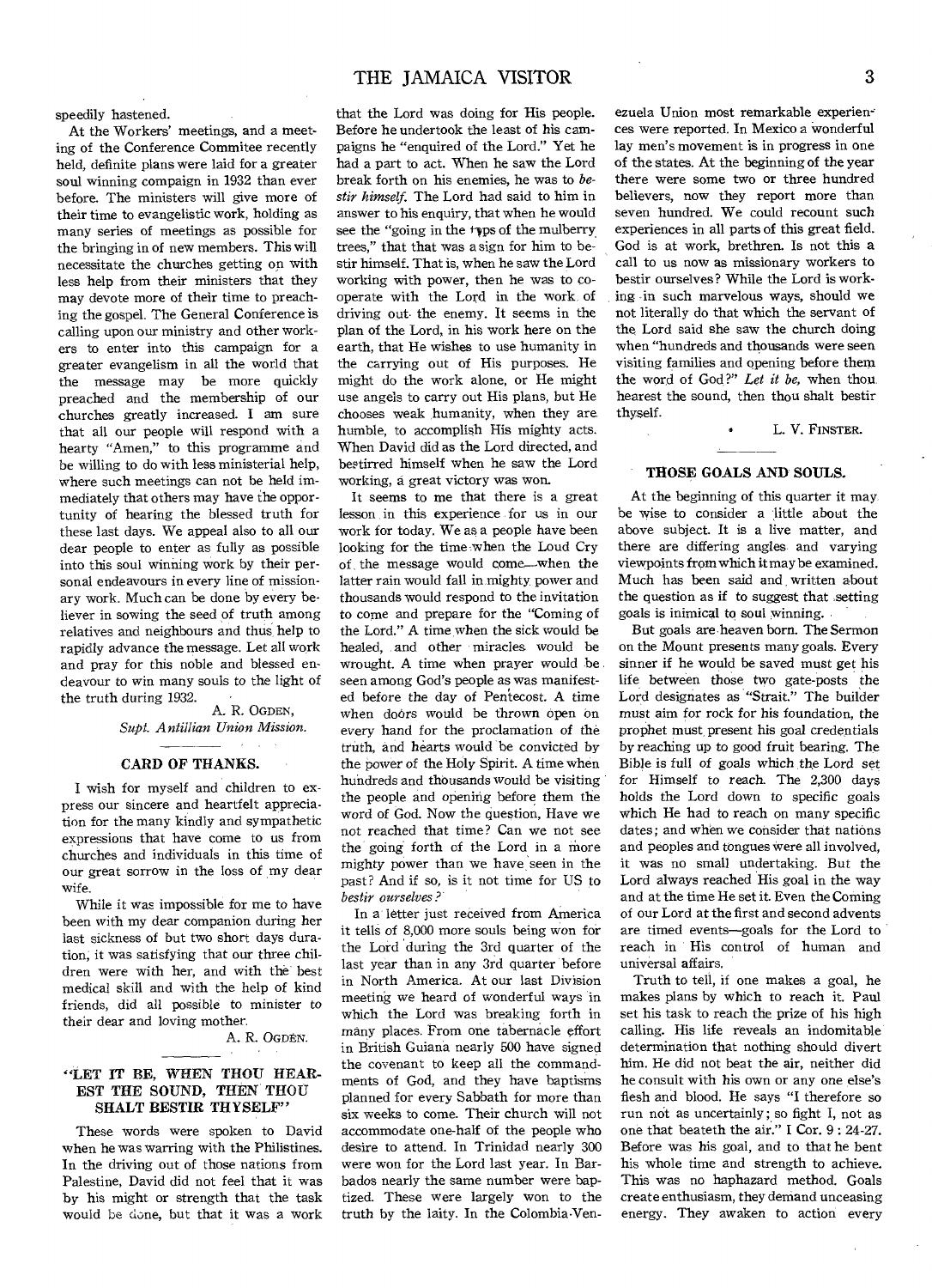speedily hastened.

At the Workers' meetings, and a meeting of the Conference Commitee recently held, definite plans were laid for a greater soul winning compaign in 1932 than ever before. The ministers will give more of their time to evangelistic work, holding as many series of meetings as possible for the bringing in of new members. This will necessitate the churches getting on with less help from their ministers that they may devote more of their time to preaching the gospel. The General Conference is calling upon our ministry and other workers to enter into this campaign for a greater evangelism in all the world that the message may be more quickly preached and the membership of our churches greatly increased. I am sure that all our people will respond with a hearty "Amen," to this programme and be willing to do with less ministerial help, where such meetings can not be held immediately that others may have the opportunity of hearing the blessed truth for these last days. We appeal also to all our dear people to enter as fully as possible into this soul winning work by their personal endeavours in every line of missionary work. Much can be done by every believer in sowing the seed of truth among relatives and neighbours and thus help to rapidly advance the message. Let all work and pray for this noble and blessed endeavour to win many souls to the light of the truth during 1932.

A. R. OGDEN,
*Supt. Antillian Union Mission.*

## CARD OF THANKS.

I wish for myself and children to express our sincere and heartfelt appreciation for the many kindly and sympathetic expressions that have come to us from churches and individuals in this time of our great sorrow in the loss of my dear wife.

While it was impossible for me to have been with my dear companion during her last sickness of but two short days duration, it was satisfying that our three children were with her, and with the best medical skill and with the help of kind friends, did all possible to minister to their dear and loving mother.

A. R. OGDEN.

## "LET IT BE, WHEN THOU HEAREST THE SOUND, THEN THOU SHALT BESTIR THYSELF"

These words were spoken to David when he was warring with the Philistines. In the driving out of those nations from Palestine, David did not feel that it was by his might or strength that the task would be done, but that it was a work that the Lord was doing for His people. Before he undertook the least of his campaigns he "enquired of the Lord." Yet he had a part to act. When he saw the Lord break forth on his enemies, he was to *bestir himself*. The Lord had said to him in answer to his enquiry, that when he would see the "going in the tops of the mulberry trees," that that was a sign for him to bestir himself. That is, when he saw the Lord working with power, then he was to cooperate with the Lord in the work of driving out the enemy. It seems in the plan of the Lord, in his work here on the earth, that He wishes to use humanity in the carrying out of His purposes. He might do the work alone, or He might use angels to carry out His plans, but He chooses weak humanity, when they are humble, to accomplish His mighty acts. When David did as the Lord directed, and bestirred himself when he saw the Lord working, a great victory was won.

It seems to me that there is a great lesson in this experience for us in our work for today. We as a people have been looking for the time when the Loud Cry of the message would come—when the latter rain would fall in mighty power and thousands would respond to the invitation to come and prepare for the "Coming of the Lord." A time when the sick would be healed, and other miracles would be wrought. A time when prayer would be seen among God's people as was manifested before the day of Pentecost. A time when doors would be thrown open on every hand for the proclamation of the truth, and hearts would be convicted by the power of the Holy Spirit. A time when hundreds and thousands would be visiting the people and opening before them the word of God. Now the question, Have we not reached that time? Can we not see the going forth of the Lord in a more mighty power than we have seen in the past? And if so, is it not time for US to *bestir ourselves?*

In a letter just received from America it tells of 8,000 more souls being won for the Lord during the 3rd quarter of the last year than in any 3rd quarter before in North America. At our last Division meeting we heard of wonderful ways in which the Lord was breaking forth in many places. From one tabernacle effort in British Guiana nearly 500 have signed the covenant to keep all the commandments of God, and they have baptisms planned for every Sabbath for more than six weeks to come. Their church will not accommodate one-half of the people who desire to attend. In Trinidad nearly 300 were won for the Lord last year. In Barbados nearly the same number were baptized. These were largely won to the truth by the laity. In the Colombia-Venezuela Union most remarkable experiences were reported. In Mexico a wonderful lay men's movement is in progress in one of the states. At the beginning of the year there were some two or three hundred believers, now they report more than seven hundred. We could recount such experiences in all parts of this great field. God is at work, brethren. Is not this a call to us now as missionary workers to bestir ourselves? While the Lord is working in such marvelous ways, should we not literally do that which the servant of the Lord said she saw the church doing when "hundreds and thousands were seen visiting families and opening before them the word of God?" *Let it be,* when thou hearest the sound, then thou shalt bestir thyself.

L. V. FINSTER.

## THOSE GOALS AND SOULS.

At the beginning of this quarter it may be wise to consider a little about the above subject. It is a live matter, and there are differing angles and varying viewpoints from which it may be examined. Much has been said and written about the question as if to suggest that setting goals is inimical to soul winning.

But goals are heaven born. The Sermon on the Mount presents many goals. Every sinner if he would be saved must get his life between those two gate-posts the Lord designates as "Strait." The builder must aim for rock for his foundation, the prophet must present his goal credentials by reaching up to good fruit bearing. The Bible is full of goals which the Lord set for Himself to reach. The 2,300 days holds the Lord down to specific goals which He had to reach on many specific dates; and when we consider that nations and peoples and tongues were all involved, it was no small undertaking. But the Lord always reached His goal in the way and at the time He set it. Even the Coming of our Lord at the first and second advents are timed events—goals for the Lord to reach in His control of human and universal affairs.

Truth to tell, if one makes a goal, he makes plans by which to reach it. Paul set his task to reach the prize of his high calling. His life reveals an indomitable determination that nothing should divert him. He did not beat the air, neither did he consult with his own or any one else's flesh and blood. He says "I therefore so run not as uncertainly; so fight I, not as one that beateth the air." I Cor. 9 : 24-27. Before was his goal, and to that he bent his whole time and strength to achieve. This was no haphazard method. Goals create enthusiasm, they demand unceasing energy. They awaken to action every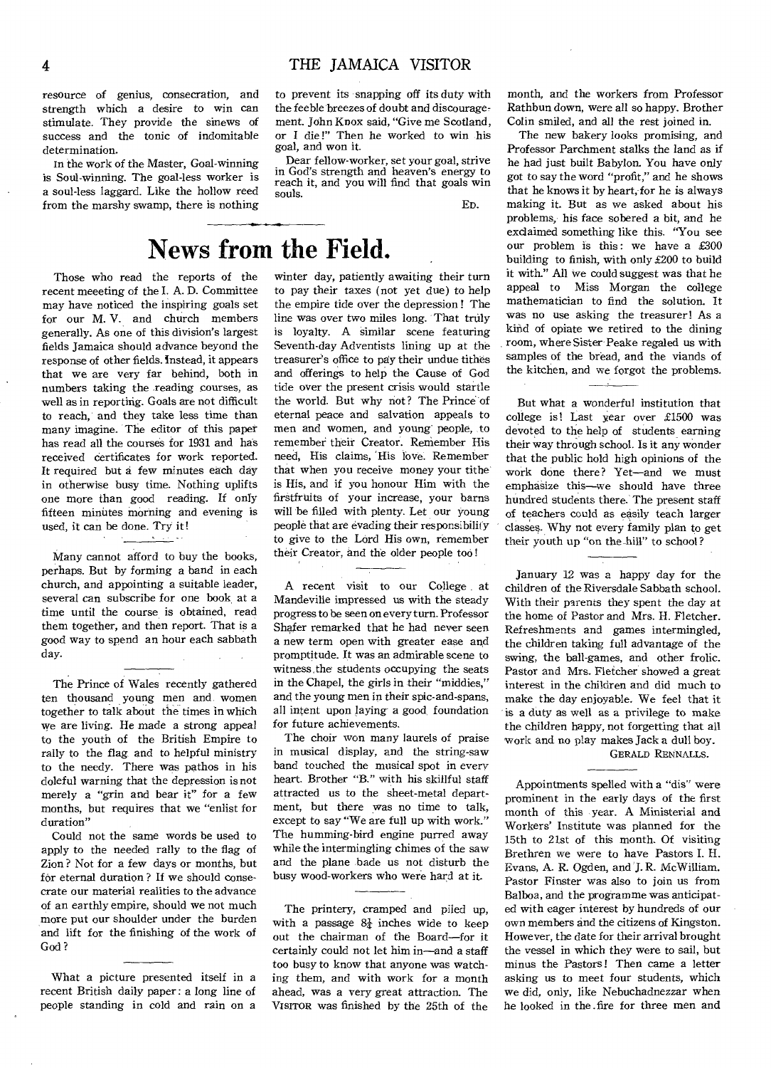resource of genius, consecration, and strength which a desire to win can stimulate. They provide the sinews of success and the tonic of indomitable determination.

In the work of the Master, Goal-winning is Soul-winning. The goal-less worker is a soul-less laggard. Like the hollow reed from the marshy swamp, there is nothing to prevent its snapping off its duty with the feeble breezes of doubt and discouragement. John Knox said, "Give me Scotland, or I die!" Then he worked to win his goal, and won it.

Dear fellow-worker, set your goal, strive in God's strength and heaven's energy to reach it, and you will find that goals win souls.

ED.

# News from the Field.

Those who read the reports of the recent meeeting of the I. A. D. Committee may have noticed the inspiring goals set for our M. V. and church members generally. As one of this division's largest fields Jamaica should advance beyond the response of other fields. Instead, it appears that we are very far behind, both in numbers taking the reading courses, as well as in reporting. Goals are not difficult to reach, and they take less time than many imagine. The editor of this paper has read all the courses for 1931 and has received certificates for work reported. It required but a few minutes each day in otherwise busy time. Nothing uplifts one more than good reading. If only fifteen minutes morning and evening is used, it can be done. Try it!

Many cannot afford to buy the books, perhaps. But by forming a band in each church, and appointing a suitable leader, several can subscribe for one book at a time until the course is obtained, read them together, and then report. That is a good way to spend an hour each sabbath day.

The Prince of Wales recently gathered ten thousand young men and women together to talk about the times in which we are living. He made a strong appeal to the youth of the British Empire to rally to the flag and to helpful ministry to the needy. There was pathos in his doleful warning that the depression is not merely a "grin and bear it" for a few months, but requires that we "enlist for duration"

Could not the same words be used to apply to the needed rally to the flag of Zion? Not for a few days or months, but for eternal duration? If we should consecrate our material realities to the advance of an earthly empire, should we not much more put our shoulder under the burden and lift for the finishing of the work of God?

What a picture presented itself in a recent British daily paper: a long line of people standing in cold and rain on a winter day, patiently awaiting their turn to pay their taxes (not yet due) to help the empire tide over the depression! The line was over two miles long. That truly is loyalty. A similar scene featuring Seventh-day Adventists lining up at the treasurer's office to pay their undue tithes and offerings to help the Cause of God tide over the present crisis would startle the world. But why not? The Prince of eternal peace and salvation appeals to men and women, and young people, to remember their Creator. Remember His need, His claims, His love. Remember that when you receive money your tithe is His, and if you honour Him with the firstfruits of your increase, your barns will be filled with plenty. Let our young people that are evading their responsibility to give to the Lord His own, remember their Creator, and the older people too!

A recent visit to our College at Mandeville impressed us with the steady progress to be seen on every turn. Professor Shafer remarked that he had never seen a new term open with greater ease and promptitude. It was an admirable scene to witness the students occupying the seats in the Chapel, the girls in their "middies," and the young men in their spic-and-spans, all intent upon laying a good foundation for future achievements.

The choir won many laurels of praise in musical display, and the string-saw band touched the musical spot in every heart. Brother "B." with his skillful staff attracted us to the sheet-metal department, but there was no time to talk, except to say "We are full up with work." The humming-bird engine purred away while the intermingling chimes of the saw and the plane bade us not disturb the busy wood-workers who were hard at it.

The printery, cramped and piled up, with a passage 8½ inches wide to keep out the chairman of the Board—for it certainly could not let him in—and a staff too busy to know that anyone was watching them, and with work for a month ahead, was a very great attraction. The VISITOR was finished by the 25th of the month, and the workers from Professor Rathbun down, were all so happy. Brother Colin smiled, and all the rest joined in.

The new bakery looks promising, and Professor Parchment stalks the land as if he had just built Babylon. You have only got to say the word "profit," and he shows that he knows it by heart, for he is always making it. But as we asked about his problems, his face sobered a bit, and he exclaimed something like this. "You see our problem is this: we have a £300 building to finish, with only £200 to build it with." All we could suggest was that he appeal to Miss Morgan the college mathematician to find the solution. It was no use asking the treasurer! As a kind of opiate we retired to the dining room, where Sister Peake regaled us with samples of the bread, and the viands of the kitchen, and we forgot the problems.

But what a wonderful institution that college is! Last year over £1500 was devoted to the help of students earning their way through school. Is it any wonder that the public hold high opinions of the work done there? Yet—and we must emphasize this—we should have three hundred students there. The present staff of teachers could as easily teach larger classes. Why not every family plan to get their youth up "on the hill" to school?

January 12 was a happy day for the children of the Riversdale Sabbath school. With their parents they spent the day at the home of Pastor and Mrs. H. Fletcher. Refreshments and games intermingled, the children taking full advantage of the swing, the ball-games, and other frolic. Pastor and Mrs. Fletcher showed a great interest in the children and did much to make the day enjoyable. We feel that it is a duty as well as a privilege to make the children happy, not forgetting that all work and no play makes Jack a dull boy.

GERALD RENNALLS.

Appointments spelled with a "dis" were prominent in the early days of the first month of this year. A Ministerial and Workers' Institute was planned for the 15th to 21st of this month. Of visiting Brethren we were to have Pastors I. H. Evans, A. R. Ogden, and J. R. McWilliam. Pastor Finster was also to join us from Balboa, and the programme was anticipated with eager interest by hundreds of our own members and the citizens of Kingston. However, the date for their arrival brought the vessel in which they were to sail, but minus the Pastors! Then came a letter asking us to meet four students, which we did, only, like Nebuchadnezzar when he looked in the fire for three men and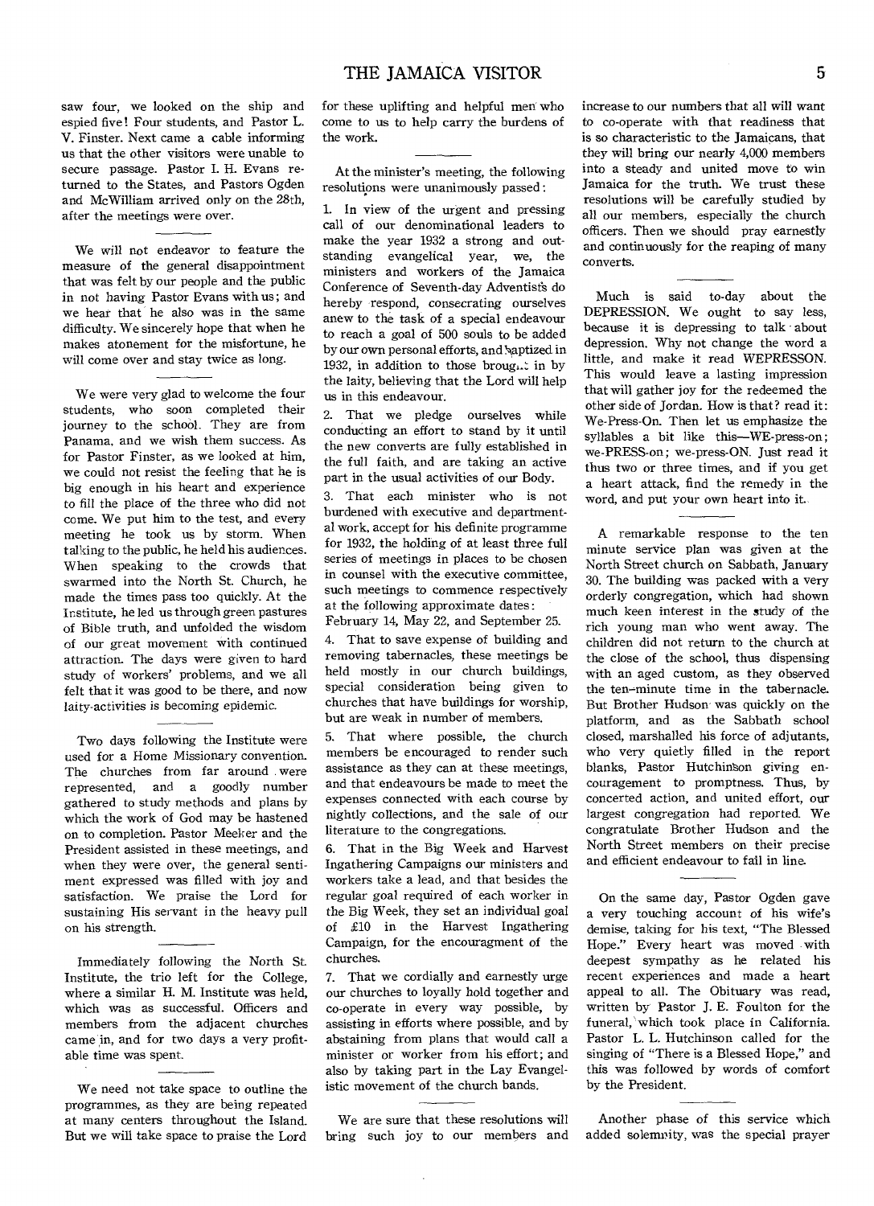saw four, we looked on the ship and espied five! Four students, and Pastor L. V. Finster. Next came a cable informing us that the other visitors were unable to secure passage. Pastor I. H. Evans returned to the States, and Pastors Ogden and McWilliam arrived only on the 28th, after the meetings were over.

We will not endeavor to feature the measure of the general disappointment that was felt by our people and the public in not having Pastor Evans with us; and we hear that he also was in the same difficulty. We sincerely hope that when he makes atonement for the misfortune, he will come over and stay twice as long.

We were very glad to welcome the four students, who soon completed their journey to the school. They are from Panama, and we wish them success. As for Pastor Finster, as we looked at him, we could not resist the feeling that he is big enough in his heart and experience to fill the place of the three who did not come. We put him to the test, and every meeting he took us by storm. When talking to the public, he held his audiences. When speaking to the crowds that swarmed into the North St. Church, he made the times pass too quickly. At the Institute, he led us through green pastures of Bible truth, and unfolded the wisdom of our great movement with continued attraction. The days were given to hard study of workers' problems, and we all felt that it was good to be there, and now laity-activities is becoming epidemic.

Two days following the Institute were used for a Home Missionary convention. The churches from far around were represented, and a goodly number gathered to study methods and plans by which the work of God may be hastened on to completion. Pastor Meeker and the President assisted in these meetings, and when they were over, the general sentiment expressed was filled with joy and satisfaction. We praise the Lord for sustaining His servant in the heavy pull on his strength.

Immediately following the North St. Institute, the trio left for the College, where a similar H. M. Institute was held, which was as successful. Officers and members from the adjacent churches came in, and for two days a very profitable time was spent.

We need not take space to outline the programmes, as they are being repeated at many centers throughout the Island. But we will take space to praise the Lord for these uplifting and helpful men who come to us to help carry the burdens of the work.

At the minister's meeting, the following resolutions were unanimously passed:

1. In view of the urgent and pressing call of our denominational leaders to make the year 1932 a strong and outstanding evangelical year, we, the ministers and workers of the Jamaica Conference of Seventh-day Adventists do hereby respond, consecrating ourselves anew to the task of a special endeavour to reach a goal of 500 souls to be added by our own personal efforts, and baptized in 1932, in addition to those brought in by the laity, believing that the Lord will help us in this endeavour.
2. That we pledge ourselves while conducting an effort to stand by it until the new converts are fully established in the full faith, and are taking an active part in the usual activities of our Body.
3. That each minister who is not burdened with executive and departmental work, accept for his definite programme for 1932, the holding of at least three full series of meetings in places to be chosen in counsel with the executive committee, such meetings to commence respectively at the following approximate dates: February 14, May 22, and September 25.
4. That to save expense of building and removing tabernacles, these meetings be held mostly in our church buildings, special consideration being given to churches that have buildings for worship, but are weak in number of members.
5. That where possible, the church members be encouraged to render such assistance as they can at these meetings, and that endeavours be made to meet the expenses connected with each course by nightly collections, and the sale of our literature to the congregations.
6. That in the Big Week and Harvest Ingathering Campaigns our ministers and workers take a lead, and that besides the regular goal required of each worker in the Big Week, they set an individual goal of £10 in the Harvest Ingathering Campaign, for the encouragment of the churches.
7. That we cordially and earnestly urge our churches to loyally hold together and co-operate in every way possible, by assisting in efforts where possible, and by abstaining from plans that would call a minister or worker from his effort; and also by taking part in the Lay Evangelistic movement of the church bands.

We are sure that these resolutions will bring such joy to our members and increase to our numbers that all will want to co-operate with that readiness that is so characteristic to the Jamaicans, that they will bring our nearly 4,000 members into a steady and united move to win Jamaica for the truth. We trust these resolutions will be carefully studied by all our members, especially the church officers. Then we should pray earnestly and continuously for the reaping of many converts.

Much is said to-day about the DEPRESSION. We ought to say less, because it is depressing to talk about depression. Why not change the word a little, and make it read WEPRESSON. This would leave a lasting impression that will gather joy for the redeemed the other side of Jordan. How is that? read it: We-Press-On. Then let us emphasize the syllables a bit like this—WE-press-on; we-PRESS-on; we-press-ON. Just read it thus two or three times, and if you get a heart attack, find the remedy in the word, and put your own heart into it.

A remarkable response to the ten minute service plan was given at the North Street church on Sabbath, January 30. The building was packed with a very orderly congregation, which had shown much keen interest in the study of the rich young man who went away. The children did not return to the church at the close of the school, thus dispensing with an aged custom, as they observed the ten-minute time in the tabernacle. But Brother Hudson was quickly on the platform, and as the Sabbath school closed, marshalled his force of adjutants, who very quietly filled in the report blanks, Pastor Hutchinson giving encouragement to promptness. Thus, by concerted action, and united effort, our largest congregation had reported. We congratulate Brother Hudson and the North Street members on their precise and efficient endeavour to fall in line.

On the same day, Pastor Ogden gave a very touching account of his wife's demise, taking for his text, "The Blessed Hope." Every heart was moved with deepest sympathy as he related his recent experiences and made a heart appeal to all. The Obituary was read, written by Pastor J. E. Foulton for the funeral, which took place in California. Pastor L. L. Hutchinson called for the singing of "There is a Blessed Hope," and this was followed by words of comfort by the President.

Another phase of this service which added solemnity, was the special prayer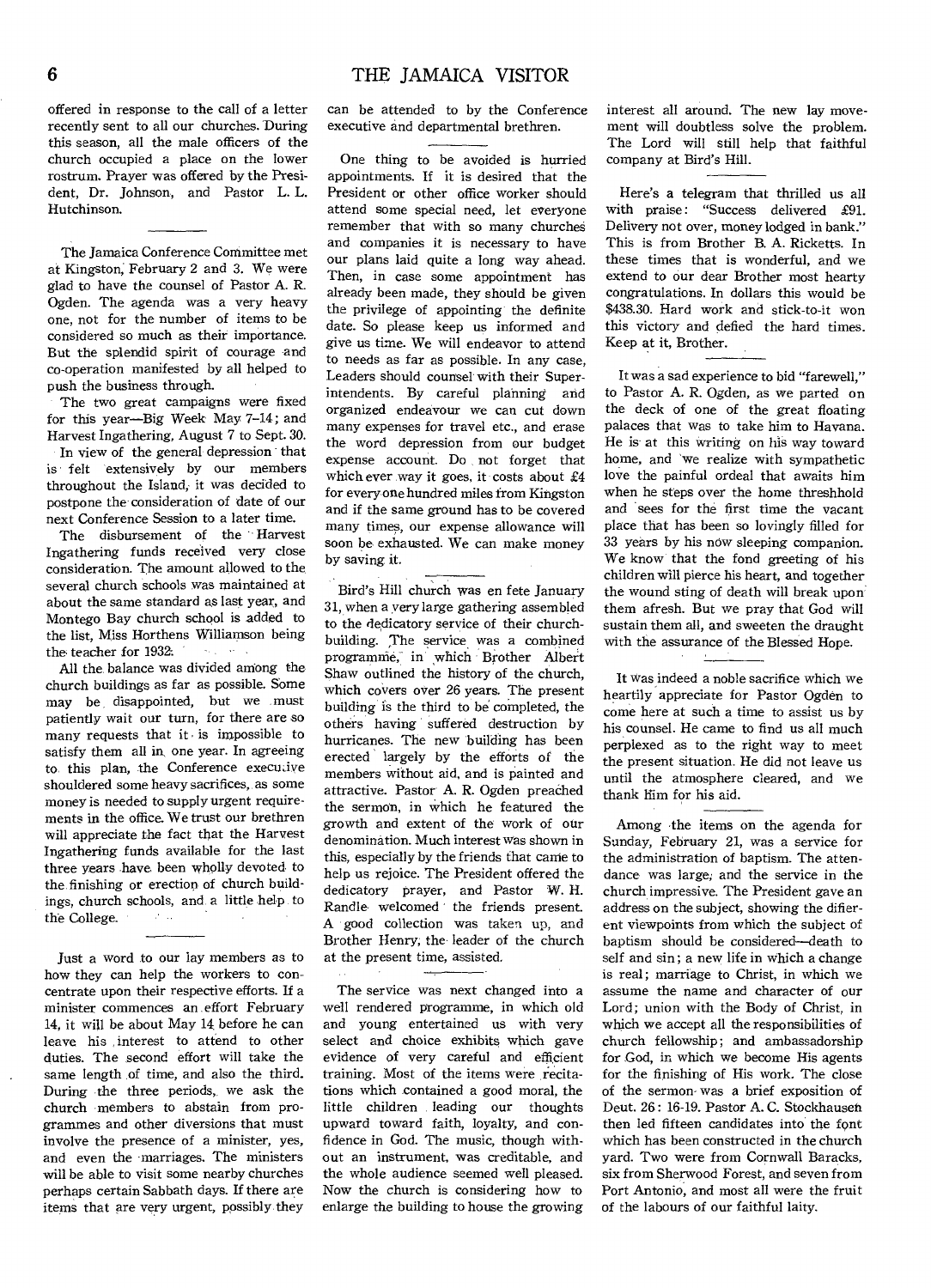offered in response to the call of a letter recently sent to all our churches. During this season, all the male officers of the church occupied a place on the lower rostrum. Prayer was offered by the President, Dr. Johnson, and Pastor L. L. Hutchinson.

The Jamaica Conference Committee met at Kingston, February 2 and 3. We were glad to have the counsel of Pastor A. R. Ogden. The agenda was a very heavy one, not for the number of items to be considered so much as their importance. But the splendid spirit of courage and co-operation manifested by all helped to push the business through.

The two great campaigns were fixed for this year—Big Week May 7-14; and Harvest Ingathering, August 7 to Sept. 30.

In view of the general depression that is felt extensively by our members throughout the Island, it was decided to postpone the consideration of date of our next Conference Session to a later time.

The disbursement of the Harvest Ingathering funds received very close consideration. The amount allowed to the several church schools was maintained at about the same standard as last year, and Montego Bay church school is added to the list, Miss Horthens Williamson being the teacher for 1932.

All the balance was divided among the church buildings as far as possible. Some may be disappointed, but we must patiently wait our turn, for there are so many requests that it is impossible to satisfy them all in one year. In agreeing to this plan, the Conference executive shouldered some heavy sacrifices, as some money is needed to supply urgent requirements in the office. We trust our brethren will appreciate the fact that the Harvest Ingathering funds available for the last three years have been wholly devoted to the finishing or erection of church buildings, church schools, and a little help to the College.

Just a word to our lay members as to how they can help the workers to concentrate upon their respective efforts. If a minister commences an effort February 14, it will be about May 14 before he can leave his interest to attend to other duties. The second effort will take the same length of time, and also the third. During the three periods, we ask the church members to abstain from programmes and other diversions that must involve the presence of a minister, yes, and even the marriages. The ministers will be able to visit some nearby churches perhaps certain Sabbath days. If there are items that are very urgent, possibly they can be attended to by the Conference executive and departmental brethren.

One thing to be avoided is hurried appointments. If it is desired that the President or other office worker should attend some special need, let everyone remember that with so many churches and companies it is necessary to have our plans laid quite a long way ahead. Then, in case some appointment has already been made, they should be given the privilege of appointing the definite date. So please keep us informed and give us time. We will endeavor to attend to needs as far as possible. In any case, Leaders should counsel with their Superintendents. By careful planning and organized endeavour we can cut down many expenses for travel etc., and erase the word depression from our budget expense account. Do not forget that which ever way it goes, it costs about £4 for every one hundred miles from Kingston and if the same ground has to be covered many times, our expense allowance will soon be exhausted. We can make money by saving it.

Bird's Hill church was en fete January 31, when a very large gathering assembled to the dedicatory service of their churchbuilding. The service was a combined programme, in which Brother Albert Shaw outlined the history of the church, which covers over 26 years. The present building is the third to be completed, the others having suffered destruction by hurricanes. The new building has been erected largely by the efforts of the members without aid, and is painted and attractive. Pastor A. R. Ogden preached the sermon, in which he featured the growth and extent of the work of our denomination. Much interest was shown in this, especially by the friends that came to help us rejoice. The President offered the dedicatory prayer, and Pastor W. H. Randle welcomed the friends present. A good collection was taken up, and Brother Henry, the leader of the church at the present time, assisted.

The service was next changed into a well rendered programme, in which old and young entertained us with very select and choice exhibits which gave evidence of very careful and efficient training. Most of the items were recitations which contained a good moral, the little children leading our thoughts upward toward faith, loyalty, and confidence in God. The music, though without an instrument, was creditable, and the whole audience seemed well pleased. Now the church is considering how to enlarge the building to house the growing interest all around. The new lay movement will doubtless solve the problem. The Lord will still help that faithful company at Bird's Hill.

Here's a telegram that thrilled us all with praise: "Success delivered £91. Delivery not over, money lodged in bank." This is from Brother B. A. Ricketts. In these times that is wonderful, and we extend to our dear Brother most hearty congratulations. In dollars this would be $438.30. Hard work and stick-to-it won this victory and defied the hard times. Keep at it, Brother.

It was a sad experience to bid "farewell," to Pastor A. R. Ogden, as we parted on the deck of one of the great floating palaces that was to take him to Havana. He is at this writing on his way toward home, and we realize with sympathetic love the painful ordeal that awaits him when he steps over the home threshhold and sees for the first time the vacant place that has been so lovingly filled for 33 years by his now sleeping companion. We know that the fond greeting of his children will pierce his heart, and together the wound sting of death will break upon them afresh. But we pray that God will sustain them all, and sweeten the draught with the assurance of the Blessed Hope.

It was indeed a noble sacrifice which we heartily appreciate for Pastor Ogden to come here at such a time to assist us by his counsel. He came to find us all much perplexed as to the right way to meet the present situation. He did not leave us until the atmosphere cleared, and we thank Him for his aid.

Among the items on the agenda for Sunday, February 21, was a service for the administration of baptism. The attendance was large, and the service in the church impressive. The President gave an address on the subject, showing the different viewpoints from which the subject of baptism should be considered—death to self and sin; a new life in which a change is real; marriage to Christ, in which we assume the name and character of our Lord; union with the Body of Christ, in which we accept all the responsibilities of church fellowship; and ambassadorship for God, in which we become His agents for the finishing of His work. The close of the sermon was a brief exposition of Deut. 26: 16-19. Pastor A. C. Stockhausen then led fifteen candidates into the font which has been constructed in the church yard. Two were from Cornwall Baracks, six from Sherwood Forest, and seven from Port Antonio, and most all were the fruit of the labours of our faithful laity.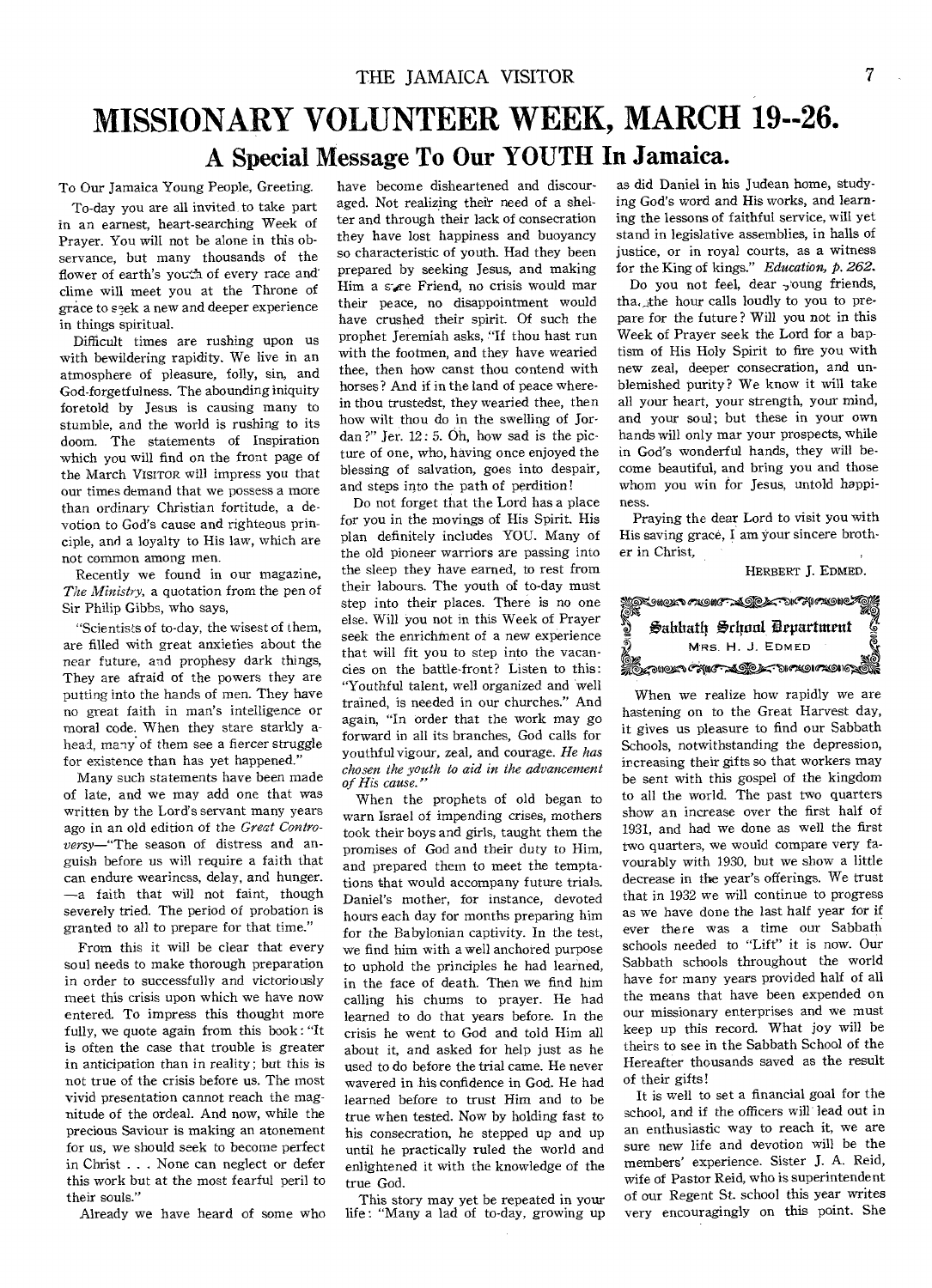# MISSIONARY VOLUNTEER WEEK, MARCH 19--26.

## A Special Message To Our YOUTH In Jamaica.

To Our Jamaica Young People, Greeting.

To-day you are all invited to take part in an earnest, heart-searching Week of Prayer. You will not be alone in this observance, but many thousands of the flower of earth's youth of every race and clime will meet you at the Throne of grace to seek a new and deeper experience in things spiritual.

Difficult times are rushing upon us with bewildering rapidity. We live in an atmosphere of pleasure, folly, sin, and God-forgetfulness. The abounding iniquity foretold by Jesus is causing many to stumble, and the world is rushing to its doom. The statements of Inspiration which you will find on the front page of the March VISITOR will impress you that our times demand that we possess a more than ordinary Christian fortitude, a devotion to God's cause and righteous principle, and a loyalty to His law, which are not common among men.

Recently we found in our magazine, *The Ministry*, a quotation from the pen of Sir Philip Gibbs, who says,

"Scientists of to-day, the wisest of them, are filled with great anxieties about the near future, and prophesy dark things. They are afraid of the powers they are putting into the hands of men. They have no great faith in man's intelligence or moral code. When they stare starkly ahead, many of them see a fiercer struggle for existence than has yet happened."

Many such statements have been made of late, and we may add one that was written by the Lord's servant many years ago in an old edition of the *Great Controversy*—"The season of distress and anguish before us will require a faith that can endure weariness, delay, and hunger. —a faith that will not faint, though severely tried. The period of probation is granted to all to prepare for that time."

From this it will be clear that every soul needs to make thorough preparation in order to successfully and victoriously meet this crisis upon which we have now entered. To impress this thought more fully, we quote again from this book: "It is often the case that trouble is greater in anticipation than in reality; but this is not true of the crisis before us. The most vivid presentation cannot reach the magnitude of the ordeal. And now, while the precious Saviour is making an atonement for us, we should seek to become perfect in Christ . . . None can neglect or defer this work but at the most fearful peril to their souls."

Already we have heard of some who have become disheartened and discouraged. Not realizing their need of a shelter and through their lack of consecration they have lost happiness and buoyancy so characteristic of youth. Had they been prepared by seeking Jesus, and making Him a sure Friend, no crisis would mar their peace, no disappointment would have crushed their spirit. Of such the prophet Jeremiah asks, "If thou hast run with the footmen, and they have wearied thee, then how canst thou contend with horses? And if in the land of peace wherein thou trustedst, they wearied thee, then how wilt thou do in the swelling of Jordan?" Jer. 12: 5. Oh, how sad is the picture of one, who, having once enjoyed the blessing of salvation, goes into despair, and steps into the path of perdition!

Do not forget that the Lord has a place for you in the movings of His Spirit. His plan definitely includes YOU. Many of the old pioneer warriors are passing into the sleep they have earned, to rest from their labours. The youth of to-day must step into their places. There is no one else. Will you not in this Week of Prayer seek the enrichment of a new experience that will fit you to step into the vacancies on the battle-front? Listen to this: "Youthful talent, well organized and well trained, is needed in our churches." And again, "In order that the work may go forward in all its branches, God calls for youthful vigour, zeal, and courage. *He has chosen the youth to aid in the advancement of His cause.*"

When the prophets of old began to warn Israel of impending crises, mothers took their boys and girls, taught them the promises of God and their duty to Him, and prepared them to meet the temptations that would accompany future trials. Daniel's mother, for instance, devoted hours each day for months preparing him for the Babylonian captivity. In the test, we find him with a well anchored purpose to uphold the principles he had learned, in the face of death. Then we find him calling his chums to prayer. He had learned to do that years before. In the crisis he went to God and told Him all about it, and asked for help just as he used to do before the trial came. He never wavered in his confidence in God. He had learned before to trust Him and to be true when tested. Now by holding fast to his consecration, he stepped up and up until he practically ruled the world and enlightened it with the knowledge of the true God.

This story may yet be repeated in your life: "Many a lad of to-day, growing up as did Daniel in his Judean home, studying God's word and His works, and learning the lessons of faithful service, will yet stand in legislative assemblies, in halls of justice, or in royal courts, as a witness for the King of kings." *Education, p. 262.*

Do you not feel, dear young friends, that the hour calls loudly to you to prepare for the future? Will you not in this Week of Prayer seek the Lord for a baptism of His Holy Spirit to fire you with new zeal, deeper consecration, and unblemished purity? We know it will take all your heart, your strength, your mind, and your soul; but these in your own hands will only mar your prospects, while in God's wonderful hands, they will become beautiful, and bring you and those whom you win for Jesus, untold happiness.

Praying the dear Lord to visit you with His saving grace, I am your sincere brother in Christ,

HERBERT J. EDMED.

## Sabbath School Department

MRS. H. J. EDMED

When we realize how rapidly we are hastening on to the Great Harvest day, it gives us pleasure to find our Sabbath Schools, notwithstanding the depression, increasing their gifts so that workers may be sent with this gospel of the kingdom to all the world. The past two quarters show an increase over the first half of 1931, and had we done as well the first two quarters, we would compare very favourably with 1930, but we show a little decrease in the year's offerings. We trust that in 1932 we will continue to progress as we have done the last half year for if ever there was a time our Sabbath schools needed to "Lift" it is now. Our Sabbath schools throughout the world have for many years provided half of all the means that have been expended on our missionary enterprises and we must keep up this record. What joy will be theirs to see in the Sabbath School of the Hereafter thousands saved as the result of their gifts!

It is well to set a financial goal for the school, and if the officers will lead out in an enthusiastic way to reach it, we are sure new life and devotion will be the members' experience. Sister J. A. Reid, wife of Pastor Reid, who is superintendent of our Regent St. school this year writes very encouragingly on this point. She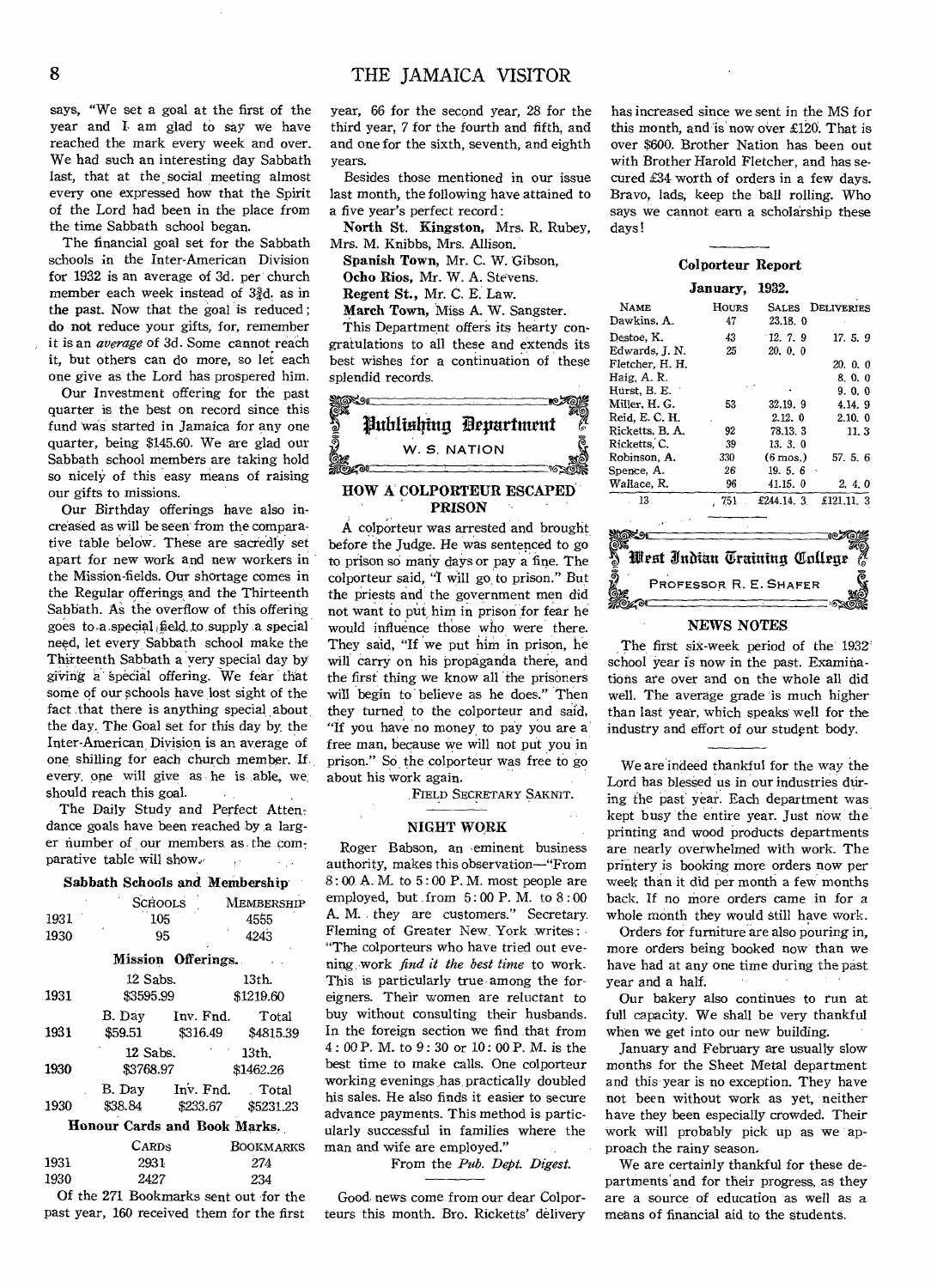says, "We set a goal at the first of the year and I am glad to say we have reached the mark every week and over. We had such an interesting day Sabbath last, that at the social meeting almost every one expressed how that the Spirit of the Lord had been in the place from the time Sabbath school began.

The financial goal set for the Sabbath schools in the Inter-American Division for 1932 is an average of 3d. per church member each week instead of 3¾d. as in the past. Now that the goal is reduced; do not reduce your gifts, for, remember it is an *average* of 3d. Some cannot reach it, but others can do more, so let each one give as the Lord has prospered him.

Our Investment offering for the past quarter is the best on record since this fund was started in Jamaica for any one quarter, being $145.60. We are glad our Sabbath school members are taking hold so nicely of this easy means of raising our gifts to missions.

Our Birthday offerings have also increased as will be seen from the comparative table below. These are sacredly set apart for new work and new workers in the Mission-fields. Our shortage comes in the Regular offerings and the Thirteenth Sabbath. As the overflow of this offering goes to a special field to supply a special need, let every Sabbath school make the Thirteenth Sabbath a very special day by giving a special offering. We fear that some of our schools have lost sight of the fact that there is anything special about the day. The Goal set for this day by the Inter-American Division is an average of one shilling for each church member. If every one will give as he is able, we should reach this goal.

The Daily Study and Perfect Attendance goals have been reached by a larger number of our members as the comparative table will show.

**Sabbath Schools and Membership**

| | Schools | Membership |
|---|---|---|
| 1931 | 105 | 4555 |
| 1930 | 95 | 4243 |

**Mission Offerings.**

| | 12 Sabs. | | 13th. |
|---|---|---|---|
| 1931 | $3595.99 | | $1219.60 |
| | B. Day | Inv. Fnd. | Total |
| 1931 | $59.51 | $316.49 | $4815.39 |
| | 12 Sabs. | | 13th. |
| 1930 | $3768.97 | | $1462.26 |
| | B. Day | Inv. Fnd. | Total |
| 1930 | $38.84 | $233.67 | $5231.23 |

**Honour Cards and Book Marks.**

| | Cards | Bookmarks |
|---|---|---|
| 1931 | 2931 | 274 |
| 1930 | 2427 | 234 |

Of the 271 Bookmarks sent out for the past year, 160 received them for the first year, 66 for the second year, 28 for the third year, 7 for the fourth and fifth, and one for the sixth, seventh, and eighth years.

Besides those mentioned in our issue last month, the following have attained to a five year's perfect record:

**North St. Kingston,** Mrs. R. Rubey, Mrs. M. Knibbs, Mrs. Allison.

**Spanish Town,** Mr. C. W. Gibson,

**Ocho Rios,** Mr. W. A. Stevens.

**Regent St.,** Mr. C. E. Law.

**March Town,** Miss A. W. Sangster.

This Department offers its hearty congratulations to all these and extends its best wishes for a continuation of these splendid records.

## Publishing Department

W. S. NATION

### HOW A COLPORTEUR ESCAPED PRISON

A colporteur was arrested and brought before the Judge. He was sentenced to go to prison so many days or pay a fine. The colporteur said, "I will go to prison." But the priests and the government men did not want to put him in prison for fear he would influence those who were there. They said, "If we put him in prison, he will carry on his propaganda there, and the first thing we know all the prisoners will begin to believe as he does." Then they turned to the colporteur and said, "If you have no money to pay you are a free man, because we will not put you in prison." So the colporteur was free to go about his work again.

FIELD SECRETARY SAKNIT.

### NIGHT WORK

Roger Babson, an eminent business authority, makes this observation—"From 8:00 A. M. to 5:00 P. M. most people are employed, but from 5:00 P. M. to 8:00 A. M. they are customers." Secretary Fleming of Greater New York writes: "The colporteurs who have tried out evening work *find it the best time* to work. This is particularly true among the foreigners. Their women are reluctant to buy without consulting their husbands. In the foreign section we find that from 4:00 P. M. to 9:30 or 10:00 P. M. is the best time to make calls. One colporteur working evenings has practically doubled his sales. He also finds it easier to secure advance payments. This method is particularly successful in families where the man and wife are employed."

From the *Pub. Dept. Digest.*

Good news come from our dear Colporteurs this month. Bro. Ricketts' delivery has increased since we sent in the MS for this month, and is now over £120. That is over $600. Brother Nation has been out with Brother Harold Fletcher, and has secured £34 worth of orders in a few days. Bravo, lads, keep the ball rolling. Who says we cannot earn a scholarship these days!

**Colporteur Report**

**January, 1932.**

| Name | Hours | Sales | Deliveries |
|---|---|---|---|
| Dawkins, A. | 47 | 23.18. 0 | |
| Destoe, K. | 43 | 12. 7. 9 | 17. 5. 9 |
| Edwards, J. N. | 25 | 20. 0. 0 | |
| Fletcher, H. H. | | | 20. 0. 0 |
| Haig, A. R. | | | 8. 0. 0 |
| Hurst, B. E. | | | 9. 0. 0 |
| Miller, H. G. | 53 | 32.19. 9 | 4.14. 9 |
| Reid, E. C. H. | | 2.12. 0 | 2.10. 0 |
| Ricketts, B. A. | 92 | 78.13. 3 | 11. 3 |
| Ricketts, C. | 39 | 13. 3. 0 | |
| Robinson, A. | 330 | (6 mos.) | 57. 5. 6 |
| Spence, A. | 26 | 19. 5. 6 | |
| Wallace, R. | 96 | 41.15. 0 | 2. 4. 0 |
| 13 | 751 | £244.14. 3 | £121.11. 3 |

## West Indian Training College

PROFESSOR R. E. SHAFER

### NEWS NOTES

The first six-week period of the 1932 school year is now in the past. Examinations are over and on the whole all did well. The average grade is much higher than last year, which speaks well for the industry and effort of our student body.

We are indeed thankful for the way the Lord has blessed us in our industries during the past year. Each department was kept busy the entire year. Just now the printing and wood products departments are nearly overwhelmed with work. The printery is booking more orders now per week than it did per month a few months back. If no more orders came in for a whole month they would still have work.

Orders for furniture are also pouring in, more orders being booked now than we have had at any one time during the past year and a half.

Our bakery also continues to run at full capacity. We shall be very thankful when we get into our new building.

January and February are usually slow months for the Sheet Metal department and this year is no exception. They have not been without work as yet, neither have they been especially crowded. Their work will probably pick up as we approach the rainy season.

We are certainly thankful for these departments and for their progress, as they are a source of education as well as a means of financial aid to the students.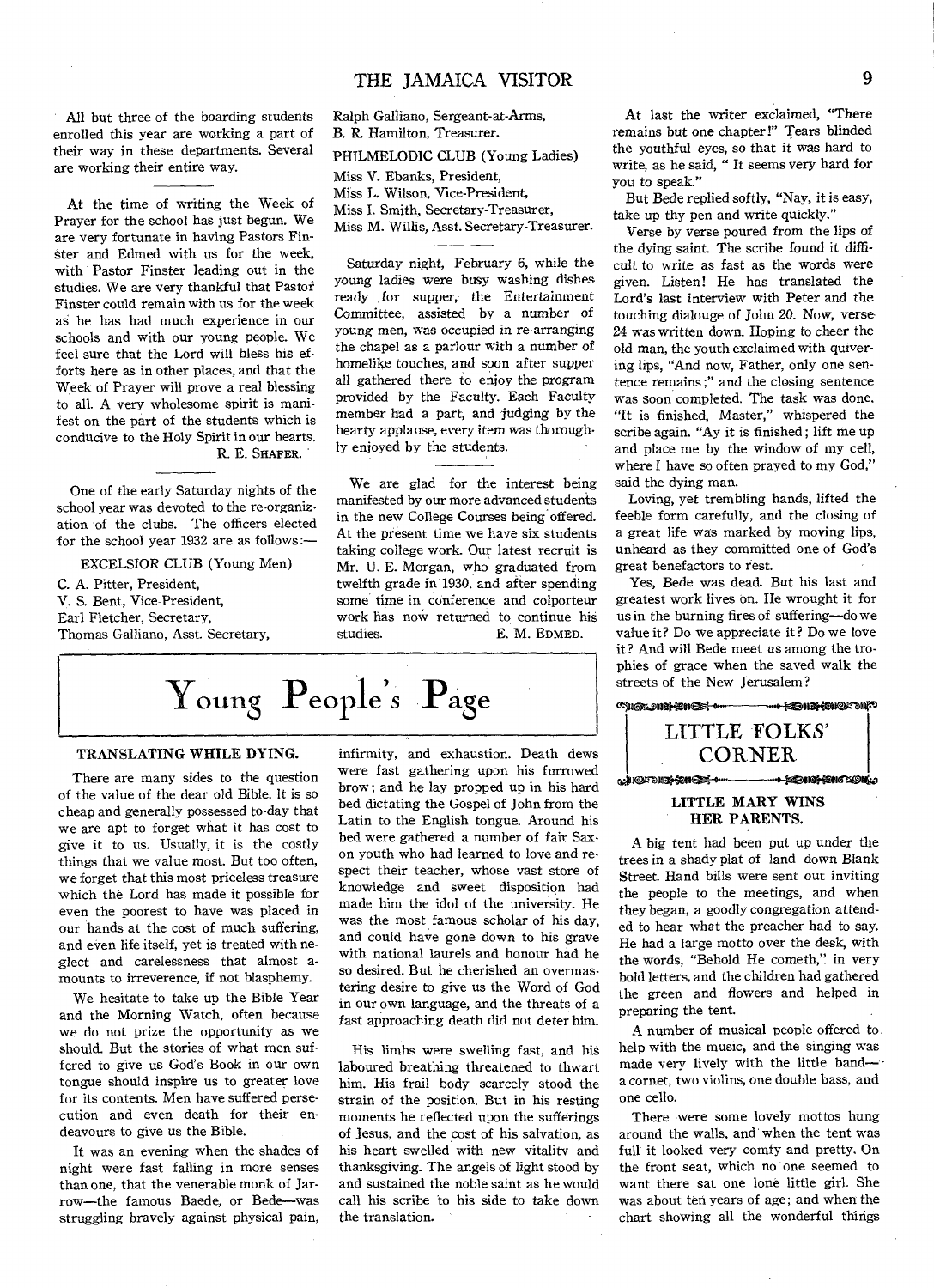All but three of the boarding students enrolled this year are working a part of their way in these departments. Several are working their entire way.

At the time of writing the Week of Prayer for the school has just begun. We are very fortunate in having Pastors Finster and Edmed with us for the week, with Pastor Finster leading out in the studies. We are very thankful that Pastor Finster could remain with us for the week as he has had much experience in our schools and with our young people. We feel sure that the Lord will bless his efforts here as in other places, and that the Week of Prayer will prove a real blessing to all. A very wholesome spirit is manifest on the part of the students which is conducive to the Holy Spirit in our hearts.

R. E. SHAFER.

One of the early Saturday nights of the school year was devoted to the re-organization of the clubs. The officers elected for the school year 1932 are as follows:—

EXCELSIOR CLUB (Young Men)

C. A. Pitter, President,
V. S. Bent, Vice-President,
Earl Fletcher, Secretary,
Thomas Galliano, Asst. Secretary,
Ralph Galliano, Sergeant-at-Arms,
B. R. Hamilton, Treasurer.

PHILMELODIC CLUB (Young Ladies)

Miss V. Ebanks, President,
Miss L. Wilson, Vice-President,
Miss I. Smith, Secretary-Treasurer,
Miss M. Willis, Asst. Secretary-Treasurer.

Saturday night, February 6, while the young ladies were busy washing dishes ready for supper, the Entertainment Committee, assisted by a number of young men, was occupied in re-arranging the chapel as a parlour with a number of homelike touches, and soon after supper all gathered there to enjoy the program provided by the Faculty. Each Faculty member had a part, and judging by the hearty applause, every item was thoroughly enjoyed by the students.

We are glad for the interest being manifested by our more advanced students in the new College Courses being offered. At the present time we have six students taking college work. Our latest recruit is Mr. U. E. Morgan, who graduated from twelfth grade in 1930, and after spending some time in conference and colporteur work has now returned to continue his studies.

E. M. EDMED.

# Young People's Page

## TRANSLATING WHILE DYING.

There are many sides to the question of the value of the dear old Bible. It is so cheap and generally possessed to-day that we are apt to forget what it has cost to give it to us. Usually, it is the costly things that we value most. But too often, we forget that this most priceless treasure which the Lord has made it possible for even the poorest to have was placed in our hands at the cost of much suffering, and even life itself, yet is treated with neglect and carelessness that almost amounts to irreverence, if not blasphemy.

We hesitate to take up the Bible Year and the Morning Watch, often because we do not prize the opportunity as we should. But the stories of what men suffered to give us God's Book in our own tongue should inspire us to greater love for its contents. Men have suffered persecution and even death for their endeavours to give us the Bible.

It was an evening when the shades of night were fast falling in more senses than one, that the venerable monk of Jarrow—the famous Baede, or Bede—was struggling bravely against physical pain, infirmity, and exhaustion. Death dews were fast gathering upon his furrowed brow; and he lay propped up in his hard bed dictating the Gospel of John from the Latin to the English tongue. Around his bed were gathered a number of fair Saxon youth who had learned to love and respect their teacher, whose vast store of knowledge and sweet disposition had made him the idol of the university. He was the most famous scholar of his day, and could have gone down to his grave with national laurels and honour had he so desired. But he cherished an overmastering desire to give us the Word of God in our own language, and the threats of a fast approaching death did not deter him.

His limbs were swelling fast, and his laboured breathing threatened to thwart him. His frail body scarcely stood the strain of the position. But in his resting moments he reflected upon the sufferings of Jesus, and the cost of his salvation, as his heart swelled with new vitality and thanksgiving. The angels of light stood by and sustained the noble saint as he would call his scribe to his side to take down the translation.

At last the writer exclaimed, "There remains but one chapter!" Tears blinded the youthful eyes, so that it was hard to write, as he said, " It seems very hard for you to speak."

But Bede replied softly, "Nay, it is easy, take up thy pen and write quickly."

Verse by verse poured from the lips of the dying saint. The scribe found it difficult to write as fast as the words were given. Listen! He has translated the Lord's last interview with Peter and the touching dialouge of John 20. Now, verse 24 was written down. Hoping to cheer the old man, the youth exclaimed with quivering lips, "And now, Father, only one sentence remains;" and the closing sentence was soon completed. The task was done. "It is finished, Master," whispered the scribe again. "Ay it is finished; lift me up and place me by the window of my cell, where I have so often prayed to my God," said the dying man.

Loving, yet trembling hands, lifted the feeble form carefully, and the closing of a great life was marked by moving lips, unheard as they committed one of God's great benefactors to rest.

Yes, Bede was dead. But his last and greatest work lives on. He wrought it for us in the burning fires of suffering—do we value it? Do we appreciate it? Do we love it? And will Bede meet us among the trophies of grace when the saved walk the streets of the New Jerusalem?

## LITTLE FOLKS' CORNER

### LITTLE MARY WINS HER PARENTS.

A big tent had been put up under the trees in a shady plat of land down Blank Street. Hand bills were sent out inviting the people to the meetings, and when they began, a goodly congregation attended to hear what the preacher had to say. He had a large motto over the desk, with the words, "Behold He cometh," in very bold letters, and the children had gathered the green and flowers and helped in preparing the tent.

A number of musical people offered to help with the music, and the singing was made very lively with the little band—a cornet, two violins, one double bass, and one cello.

There were some lovely mottos hung around the walls, and when the tent was full it looked very comfy and pretty. On the front seat, which no one seemed to want there sat one lone little girl. She was about ten years of age; and when the chart showing all the wonderful things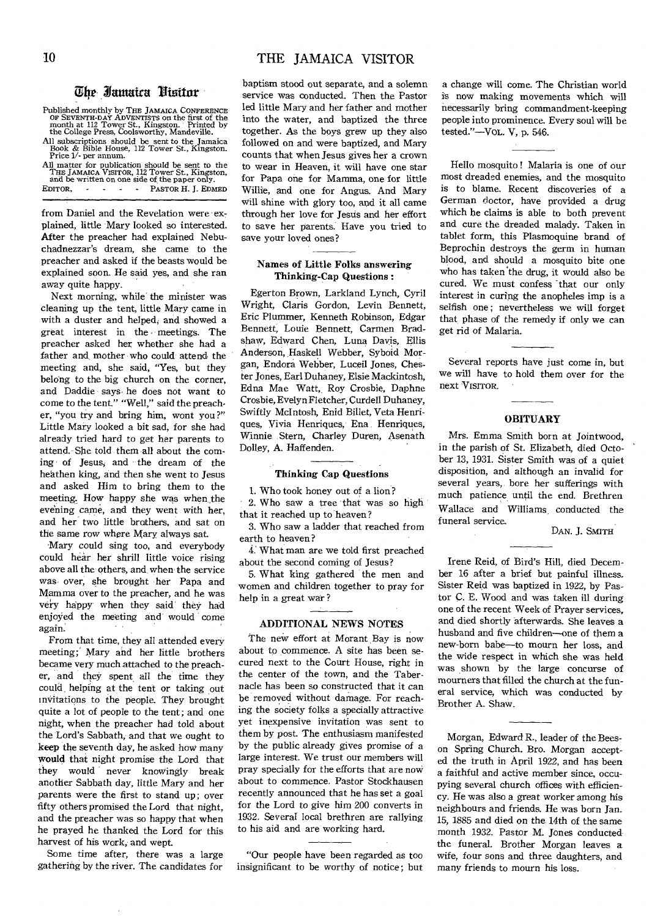# The Jamaica Visitor

Published monthly by THE JAMAICA CONFERENCE OF SEVENTH-DAY ADVENTISTS on the first of the month at 112 Tower St., Kingston. Printed by the College Press, Coolsworthy, Mandeville.

All subscriptions should be sent to the Jamaica Book & Bible House, 112 Tower St., Kingston. Price 1/- per annum.

All matter for publication should be sent to the THE JAMAICA VISITOR, 112 Tower St., Kingston, and be written on one side of the paper only.

EDITOR, - - - - PASTOR H. J. EDMED

from Daniel and the Revelation were explained, little Mary looked so interested. After the preacher had explained Nebuchadnezzar's dream, she came to the preacher and asked if the beasts would be explained soon. He said yes, and she ran away quite happy.

Next morning, while the minister was cleaning up the tent, little Mary came in with a duster and helped, and showed a great interest in the meetings. The preacher asked her whether she had a father and mother who could attend the meeting and, she said, "Yes, but they belong to the big church on the corner, and Daddie says he does not want to come to the tent." "Well," said the preacher, "you try and bring him, wont you?" Little Mary looked a bit sad, for she had already tried hard to get her parents to attend. She told them all about the coming of Jesus, and the dream of the heathen king, and then she went to Jesus and asked Him to bring them to the meeting. How happy she was when the evening came, and they went with her, and her two little brothers, and sat on the same row where Mary always sat.

Mary could sing too, and everybody could hear her shrill little voice rising above all the others, and when the service was over, she brought her Papa and Mamma over to the preacher, and he was very happy when they said they had enjoyed the meeting and would come again.

From that time, they all attended every meeting; Mary and her little brothers became very much attached to the preacher, and they spent all the time they could helping at the tent or taking out invitations to the people. They brought quite a lot of people to the tent; and one night, when the preacher had told about the Lord's Sabbath, and that we ought to keep the seventh day, he asked how many would that night promise the Lord that they would never knowingly break another Sabbath day, little Mary and her parents were the first to stand up; over fifty others promised the Lord that night, and the preacher was so happy that when he prayed he thanked the Lord for this harvest of his work, and wept.

Some time after, there was a large gathering by the river. The candidates for baptism stood out separate, and a solemn service was conducted. Then the Pastor led little Mary and her father and mother into the water, and baptized the three together. As the boys grew up they also followed on and were baptized, and Mary counts that when Jesus gives her a crown to wear in Heaven, it will have one star for Papa one for Mamma, one for little Willie, and one for Angus. And Mary will shine with glory too, and it all came through her love for Jesus and her effort to save her parents. Have you tried to save your loved ones?

### Names of Little Folks answering Thinking-Cap Questions:

Egerton Brown, Larkland Lynch, Cyril Wright, Claris Gordon, Levin Bennett, Eric Plummer, Kenneth Robinson, Edgar Bennett, Louie Bennett, Carmen Bradshaw, Edward Chen, Luna Davis, Ellis Anderson, Haskell Webber, Syboid Morgan, Endora Webber, Luceil Jones, Chester Jones, Earl Duhaney, Elsie Mackintosh, Edna Mae Watt, Roy Crosbie, Daphne Crosbie, Evelyn Fletcher, Curdell Duhaney, Swiftly McIntosh, Enid Billet, Veta Henriques, Vivia Henriques, Ena Henriques, Winnie Stern, Charley Duren, Asenath Dolley, A. Haffenden.

### Thinking Cap Questions

1. Who took honey out of a lion?
2. Who saw a tree that was so high that it reached up to heaven?
3. Who saw a ladder that reached from earth to heaven?
4. What man are we told first preached about the second coming of Jesus?
5. What king gathered the men and women and children together to pray for help in a great war?

## ADDITIONAL NEWS NOTES

The new effort at Morant Bay is now about to commence. A site has been secured next to the Court House, right in the center of the town, and the Tabernacle has been so constructed that it can be removed without damage. For reaching the society folks a specially attractive yet inexpensive invitation was sent to them by post. The enthusiasm manifested by the public already gives promise of a large interest. We trust our members will pray specially for the efforts that are now about to commence. Pastor Stockhausen recently announced that he has set a goal for the Lord to give him 200 converts in 1932. Several local brethren are rallying to his aid and are working hard.

"Our people have been regarded as too insignificant to be worthy of notice; but a change will come. The Christian world is now making movements which will necessarily bring commandment-keeping people into prominence. Every soul will be tested."—VOL. V, p. 546.

Hello mosquito! Malaria is one of our most dreaded enemies, and the mosquito is to blame. Recent discoveries of a German doctor, have provided a drug which he claims is able to both prevent and cure the dreaded malady. Taken in tablet form, this Plasmoquine brand of Beprochin destroys the germ in human blood, and should a mosquito bite one who has taken the drug, it would also be cured. We must confess that our only interest in curing the anopheles imp is a selfish one; nevertheless we will forget that phase of the remedy if only we can get rid of Malaria.

Several reports have just come in, but we will have to hold them over for the next VISITOR.

## OBITUARY

Mrs. Emma Smith born at Jointwood, in the parish of St. Elizabeth, died October 13, 1931. Sister Smith was of a quiet disposition, and although an invalid for several years, bore her sufferings with much patience until the end. Brethren Wallace and Williams conducted the funeral service.

DAN. J. SMITH

Irene Reid, of Bird's Hill, died December 16 after a brief but painful illness. Sister Reid was baptized in 1922, by Pastor C. E. Wood and was taken ill during one of the recent Week of Prayer services, and died shortly afterwards. She leaves a husband and five children—one of them a new-born babe—to mourn her loss, and the wide respect in which she was held was shown by the large concurse of mourners that filled the church at the funeral service, which was conducted by Brother A. Shaw.

Morgan, Edward R., leader of the Beeson Spring Church. Bro. Morgan accepted the truth in April 1922, and has been a faithful and active member since, occupying several church offices with efficiency. He was also a great worker among his neighbours and friends. He was born Jan. 15, 1885 and died on the 14th of the same month 1932. Pastor M. Jones conducted the funeral. Brother Morgan leaves a wife, four sons and three daughters, and many friends to mourn his loss.